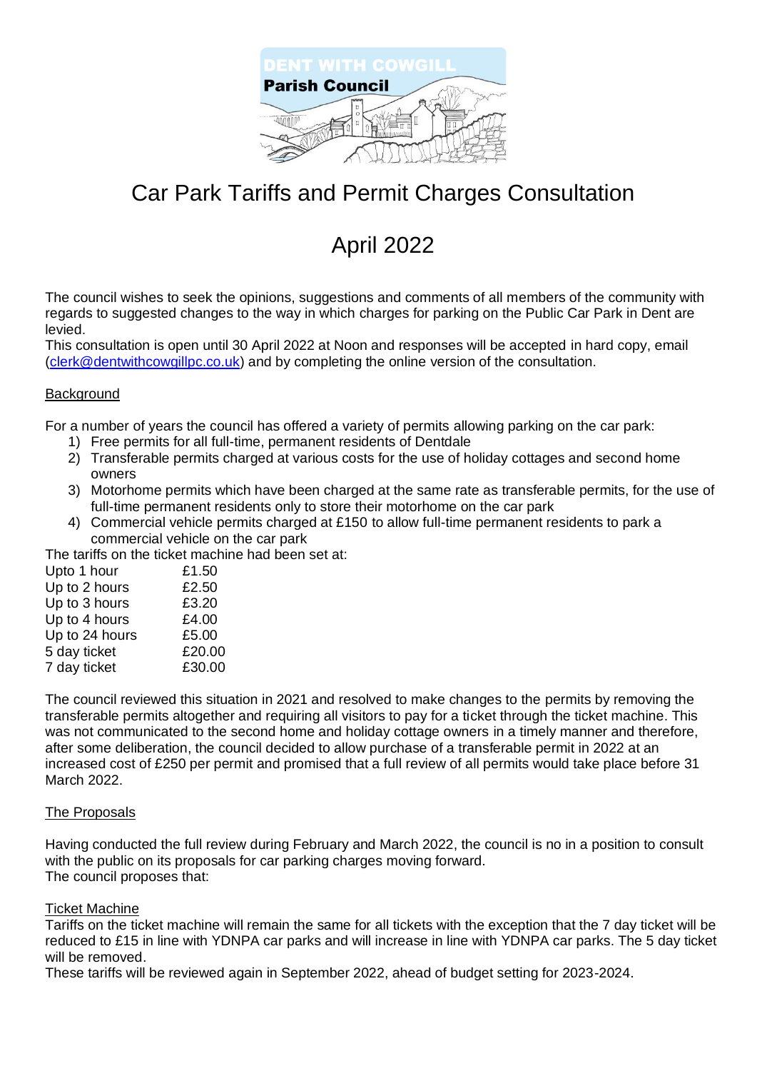# Car Park Tariffs and Permit Charges Consultation

## April 2022

The council wishes to seek the opinions, suggestions and comments of all members of the community with regards to suggested changes to the way in which charges for parking on the Public Car Park in Dent are levied.
This consultation is open until 30 April 2022 at Noon and responses will be accepted in hard copy, email (clerk@dentwithcowgillpc.co.uk) and by completing the online version of the consultation.

Background

For a number of years the council has offered a variety of permits allowing parking on the car park:

1) Free permits for all full-time, permanent residents of Dentdale
2) Transferable permits charged at various costs for the use of holiday cottages and second home owners
3) Motorhome permits which have been charged at the same rate as transferable permits, for the use of full-time permanent residents only to store their motorhome on the car park
4) Commercial vehicle permits charged at £150 to allow full-time permanent residents to park a commercial vehicle on the car park

The tariffs on the ticket machine had been set at:

| | |
|---|---|
| Upto 1 hour | £1.50 |
| Up to 2 hours | £2.50 |
| Up to 3 hours | £3.20 |
| Up to 4 hours | £4.00 |
| Up to 24 hours | £5.00 |
| 5 day ticket | £20.00 |
| 7 day ticket | £30.00 |

The council reviewed this situation in 2021 and resolved to make changes to the permits by removing the transferable permits altogether and requiring all visitors to pay for a ticket through the ticket machine. This was not communicated to the second home and holiday cottage owners in a timely manner and therefore, after some deliberation, the council decided to allow purchase of a transferable permit in 2022 at an increased cost of £250 per permit and promised that a full review of all permits would take place before 31 March 2022.

The Proposals

Having conducted the full review during February and March 2022, the council is no in a position to consult with the public on its proposals for car parking charges moving forward.
The council proposes that:

Ticket Machine
Tariffs on the ticket machine will remain the same for all tickets with the exception that the 7 day ticket will be reduced to £15 in line with YDNPA car parks and will increase in line with YDNPA car parks. The 5 day ticket will be removed.
These tariffs will be reviewed again in September 2022, ahead of budget setting for 2023-2024.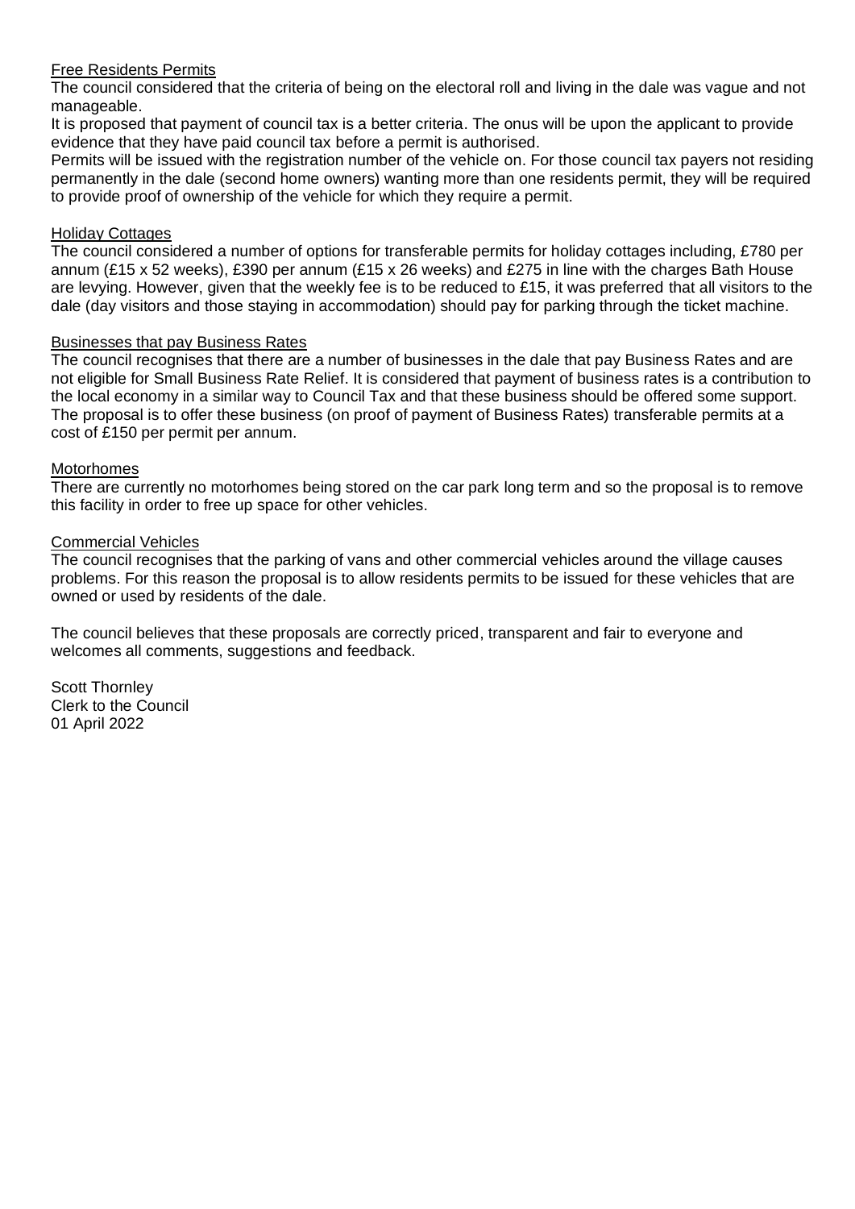<u>Free Residents Permits</u>

The council considered that the criteria of being on the electoral roll and living in the dale was vague and not manageable.

It is proposed that payment of council tax is a better criteria. The onus will be upon the applicant to provide evidence that they have paid council tax before a permit is authorised.

Permits will be issued with the registration number of the vehicle on. For those council tax payers not residing permanently in the dale (second home owners) wanting more than one residents permit, they will be required to provide proof of ownership of the vehicle for which they require a permit.

<u>Holiday Cottages</u>

The council considered a number of options for transferable permits for holiday cottages including, £780 per annum (£15 x 52 weeks), £390 per annum (£15 x 26 weeks) and £275 in line with the charges Bath House are levying. However, given that the weekly fee is to be reduced to £15, it was preferred that all visitors to the dale (day visitors and those staying in accommodation) should pay for parking through the ticket machine.

<u>Businesses that pay Business Rates</u>

The council recognises that there are a number of businesses in the dale that pay Business Rates and are not eligible for Small Business Rate Relief. It is considered that payment of business rates is a contribution to the local economy in a similar way to Council Tax and that these business should be offered some support. The proposal is to offer these business (on proof of payment of Business Rates) transferable permits at a cost of £150 per permit per annum.

<u>Motorhomes</u>

There are currently no motorhomes being stored on the car park long term and so the proposal is to remove this facility in order to free up space for other vehicles.

<u>Commercial Vehicles</u>

The council recognises that the parking of vans and other commercial vehicles around the village causes problems. For this reason the proposal is to allow residents permits to be issued for these vehicles that are owned or used by residents of the dale.

The council believes that these proposals are correctly priced, transparent and fair to everyone and welcomes all comments, suggestions and feedback.

Scott Thornley
Clerk to the Council
01 April 2022